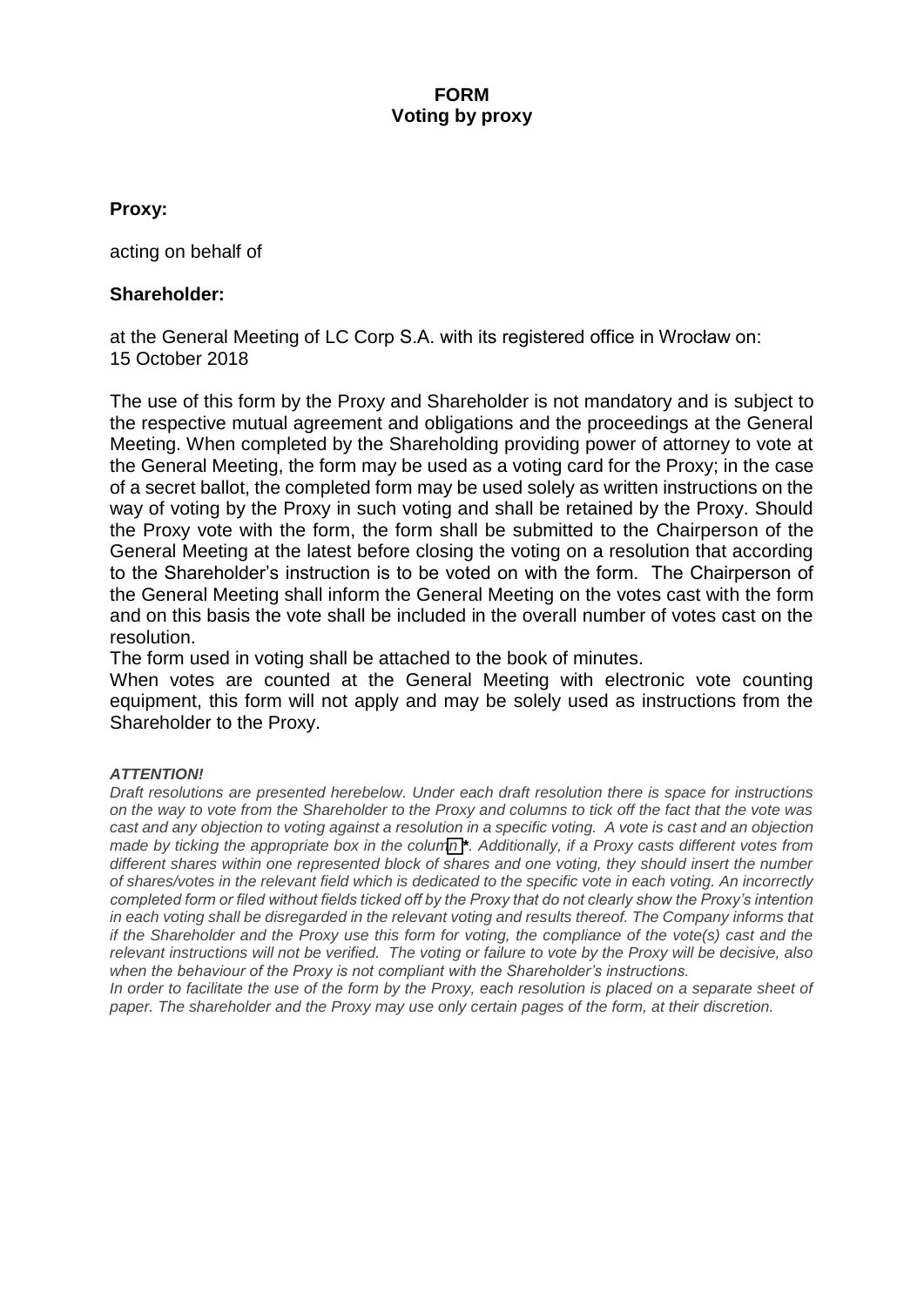**FORM**
**Voting by proxy**

**Proxy:**

acting on behalf of

**Shareholder:**

at the General Meeting of LC Corp S.A. with its registered office in Wrocław on:
15 October 2018

The use of this form by the Proxy and Shareholder is not mandatory and is subject to the respective mutual agreement and obligations and the proceedings at the General Meeting. When completed by the Shareholding providing power of attorney to vote at the General Meeting, the form may be used as a voting card for the Proxy; in the case of a secret ballot, the completed form may be used solely as written instructions on the way of voting by the Proxy in such voting and shall be retained by the Proxy. Should the Proxy vote with the form, the form shall be submitted to the Chairperson of the General Meeting at the latest before closing the voting on a resolution that according to the Shareholder's instruction is to be voted on with the form. The Chairperson of the General Meeting shall inform the General Meeting on the votes cast with the form and on this basis the vote shall be included in the overall number of votes cast on the resolution.

The form used in voting shall be attached to the book of minutes.

When votes are counted at the General Meeting with electronic vote counting equipment, this form will not apply and may be solely used as instructions from the Shareholder to the Proxy.

***ATTENTION!***

*Draft resolutions are presented herebelow. Under each draft resolution there is space for instructions on the way to vote from the Shareholder to the Proxy and columns to tick off the fact that the vote was cast and any objection to voting against a resolution in a specific voting. A vote is cast and an objection made by ticking the appropriate box in the column* ***\****. *Additionally, if a Proxy casts different votes from different shares within one represented block of shares and one voting, they should insert the number of shares/votes in the relevant field which is dedicated to the specific vote in each voting. An incorrectly completed form or filed without fields ticked off by the Proxy that do not clearly show the Proxy's intention in each voting shall be disregarded in the relevant voting and results thereof. The Company informs that if the Shareholder and the Proxy use this form for voting, the compliance of the vote(s) cast and the relevant instructions will not be verified. The voting or failure to vote by the Proxy will be decisive, also when the behaviour of the Proxy is not compliant with the Shareholder's instructions.*

*In order to facilitate the use of the form by the Proxy, each resolution is placed on a separate sheet of paper. The shareholder and the Proxy may use only certain pages of the form, at their discretion.*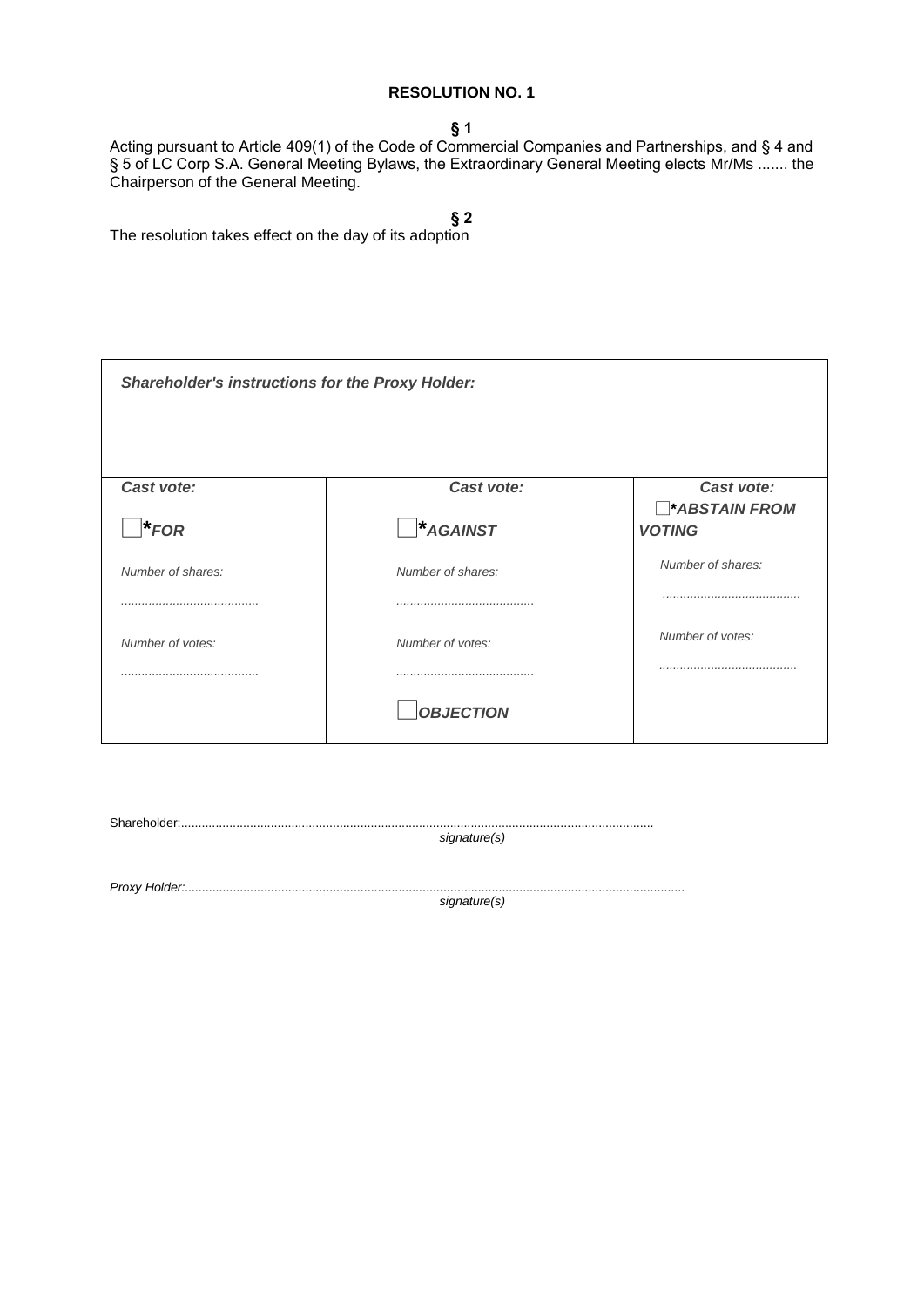## RESOLUTION NO. 1

**§ 1**

Acting pursuant to Article 409(1) of the Code of Commercial Companies and Partnerships, and § 4 and § 5 of LC Corp S.A. General Meeting Bylaws, the Extraordinary General Meeting elects Mr/Ms ....... the Chairperson of the General Meeting.

**§ 2**

The resolution takes effect on the day of its adoption

| ***Shareholder's instructions for the Proxy Holder:*** | | |
|---|---|---|
| ***Cast vote:*** | ***Cast vote:*** | ***Cast vote:*** |
| ☐ ***\*FOR*** | ☐ ***\*AGAINST*** | ☐ ***\*ABSTAIN FROM VOTING*** |
| *Number of shares:* | *Number of shares:* | *Number of shares:* |
| ....................................... | ....................................... | ....................................... |
| *Number of votes:* | *Number of votes:* | *Number of votes:* |
| ....................................... | ....................................... | ....................................... |
| | ☐ ***OBJECTION*** | |

Shareholder:.......................................................................................................................................
*signature(s)*

*Proxy Holder:..............................................................................................................................................*
*signature(s)*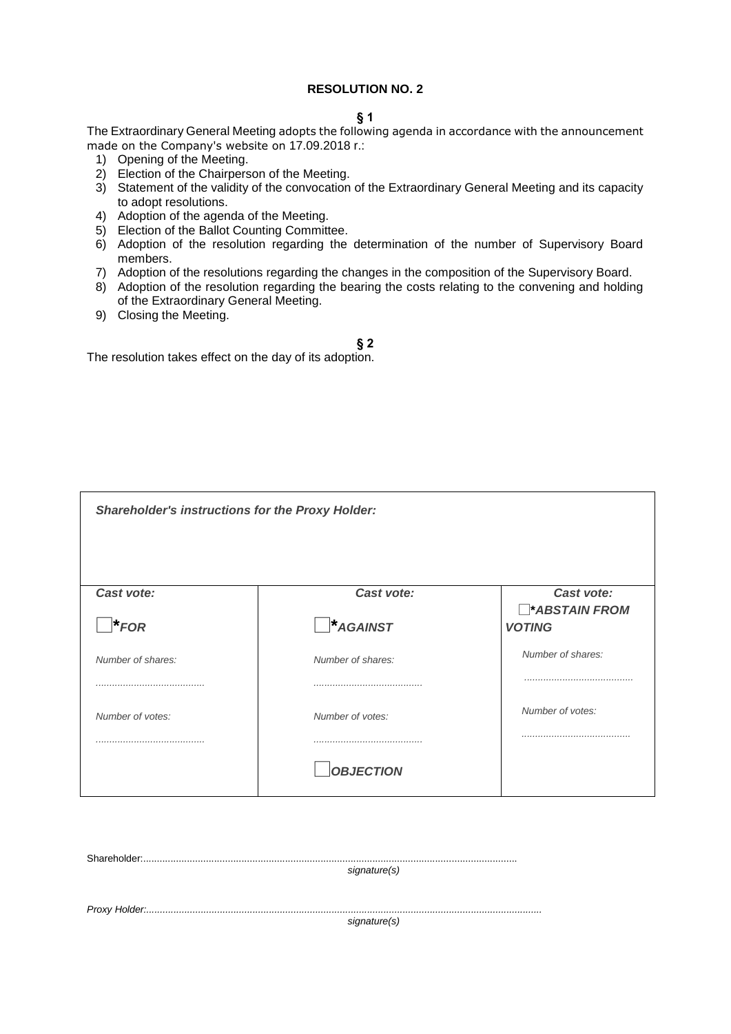**RESOLUTION NO. 2**

**§ 1**

The Extraordinary General Meeting adopts the following agenda in accordance with the announcement made on the Company's website on 17.09.2018 r.:

1) Opening of the Meeting.
2) Election of the Chairperson of the Meeting.
3) Statement of the validity of the convocation of the Extraordinary General Meeting and its capacity to adopt resolutions.
4) Adoption of the agenda of the Meeting.
5) Election of the Ballot Counting Committee.
6) Adoption of the resolution regarding the determination of the number of Supervisory Board members.
7) Adoption of the resolutions regarding the changes in the composition of the Supervisory Board.
8) Adoption of the resolution regarding the bearing the costs relating to the convening and holding of the Extraordinary General Meeting.
9) Closing the Meeting.

**§ 2**

The resolution takes effect on the day of its adoption.

| ***Shareholder's instructions for the Proxy Holder:*** | | |
|---|---|---|
| ***Cast vote:*** ☐ ***\*FOR*** | ***Cast vote:*** ☐ ***\*AGAINST*** | ***Cast vote:*** ☐ ***\*ABSTAIN FROM VOTING*** |
| *Number of shares:* ........................................ | *Number of shares:* ........................................ | *Number of shares:* ........................................ |
| *Number of votes:* ........................................ | *Number of votes:* ........................................ | *Number of votes:* ........................................ |
| | ☐ ***OBJECTION*** | |

Shareholder:........................................................................................................................................
*signature(s)*

*Proxy Holder:*........................................................................................................................................
*signature(s)*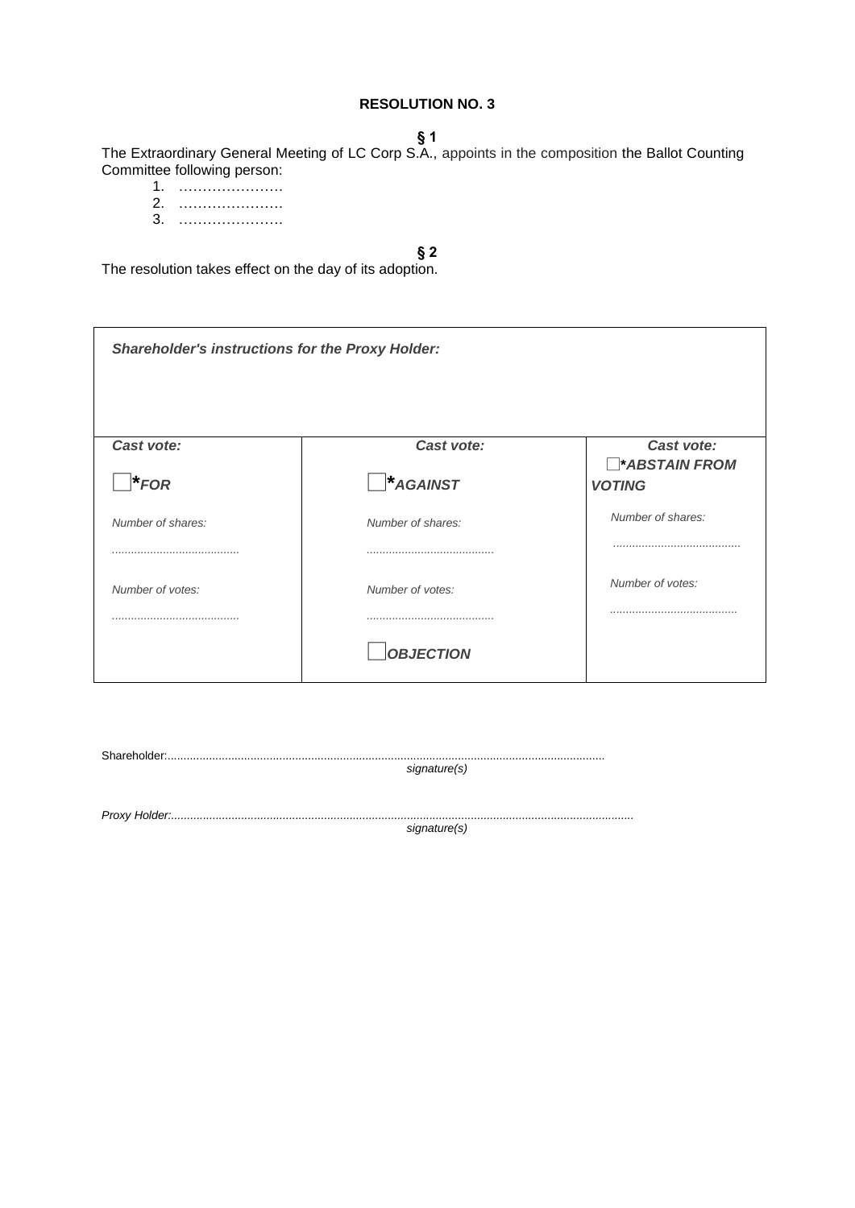**RESOLUTION NO. 3**

**§ 1**

The Extraordinary General Meeting of LC Corp S.A., appoints in the composition the Ballot Counting Committee following person:

1. …………………
2. …………………
3. …………………

**§ 2**

The resolution takes effect on the day of its adoption.

| ***Shareholder's instructions for the Proxy Holder:*** | | |
|---|---|---|
| ***Cast vote:*** | ***Cast vote:*** | ***Cast vote:*** |
| ☐ ****FOR*** | ☐ ****AGAINST*** | ☐ ****ABSTAIN FROM VOTING*** |
| *Number of shares:* ....................................... | *Number of shares:* ....................................... | *Number of shares:* ....................................... |
| *Number of votes:* ....................................... | *Number of votes:* ....................................... | *Number of votes:* ....................................... |
| | ☐ ***OBJECTION*** | |

Shareholder:........................................................................................................................................
*signature(s)*

*Proxy Holder:................................................................................................................................................*
*signature(s)*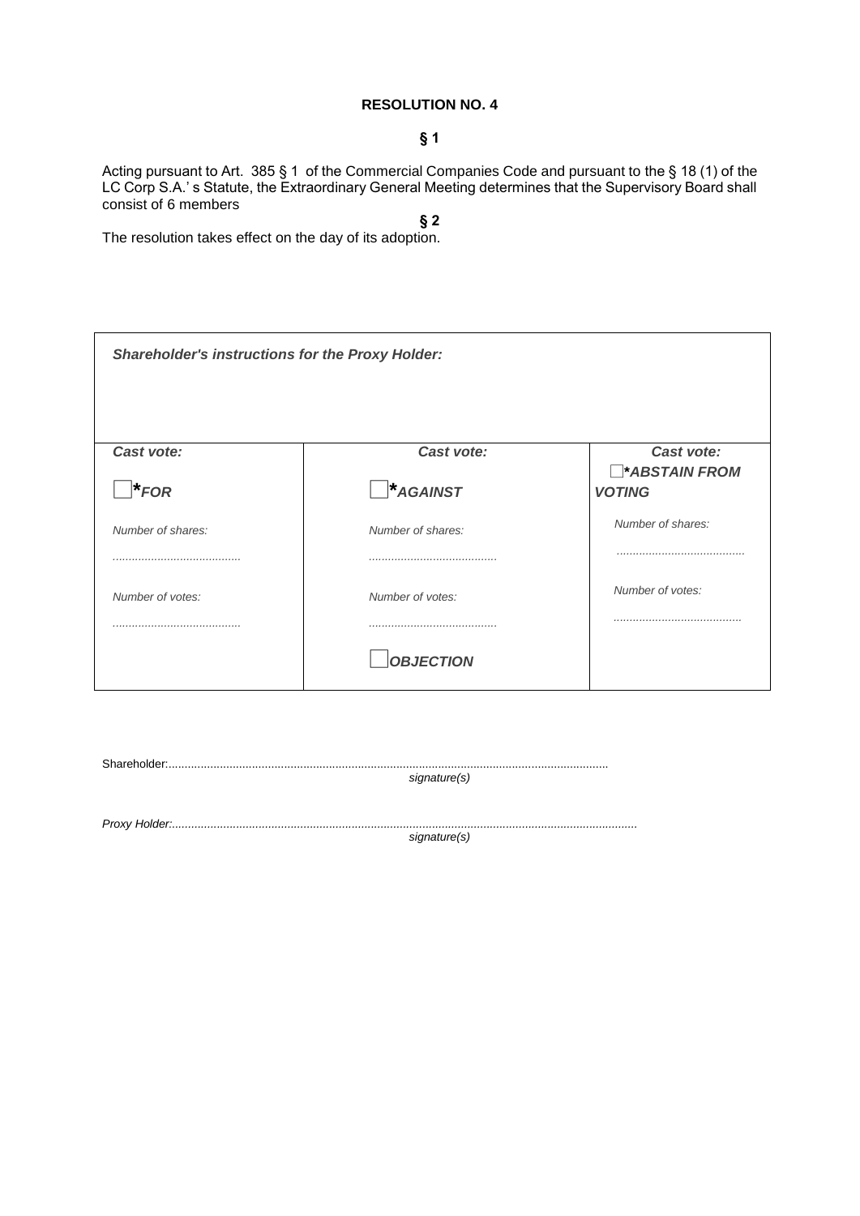**RESOLUTION NO. 4**

**§ 1**

Acting pursuant to Art. 385 § 1 of the Commercial Companies Code and pursuant to the § 18 (1) of the LC Corp S.A.' s Statute, the Extraordinary General Meeting determines that the Supervisory Board shall consist of 6 members

**§ 2**

The resolution takes effect on the day of its adoption.

| ***Shareholder's instructions for the Proxy Holder:*** | | |
|---|---|---|
| ***Cast vote:*** | ***Cast vote:*** | ***Cast vote:*** |
| ☐***FOR** | ☐***AGAINST** | ☐***ABSTAIN FROM VOTING** |
| *Number of shares:* | *Number of shares:* | *Number of shares:* |
| ........................................ | ........................................ | ........................................ |
| *Number of votes:* | *Number of votes:* | *Number of votes:* |
| ........................................ | ........................................ | ........................................ |
| | ☐***OBJECTION*** | |

Shareholder:.........................................................................................................................................
*signature(s)*

*Proxy Holder:.................................................................................................................................................*
*signature(s)*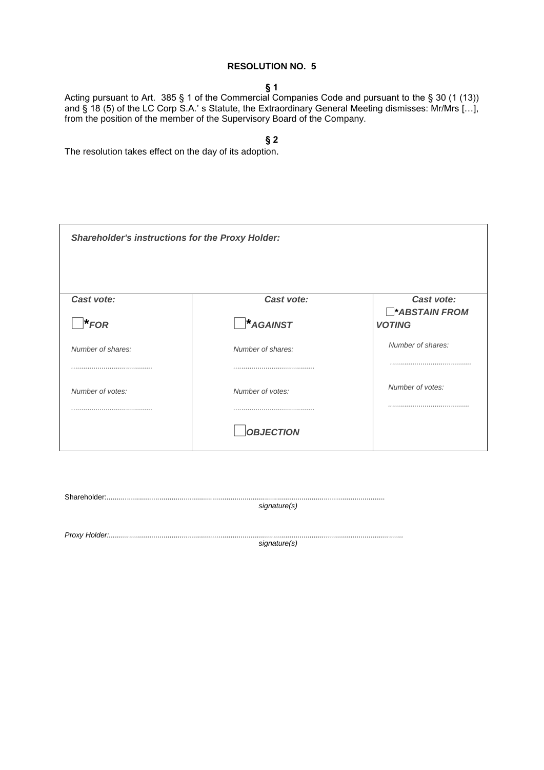**RESOLUTION NO. 5**

**§ 1**

Acting pursuant to Art. 385 § 1 of the Commercial Companies Code and pursuant to the § 30 (1 (13)) and § 18 (5) of the LC Corp S.A.' s Statute, the Extraordinary General Meeting dismisses: Mr/Mrs […], from the position of the member of the Supervisory Board of the Company.

**§ 2**

The resolution takes effect on the day of its adoption.

| ***Shareholder's instructions for the Proxy Holder:*** | | |
|---|---|---|
| ***Cast vote:*** ☐ ***\*FOR*** | ***Cast vote:*** ☐ ***\*AGAINST*** | ***Cast vote:*** ☐ ***\*ABSTAIN FROM VOTING*** |
| *Number of shares:* ........................................ | *Number of shares:* ........................................ | *Number of shares:* ........................................ |
| *Number of votes:* ........................................ | *Number of votes:* ........................................ | *Number of votes:* ........................................ |
| | ☐ ***OBJECTION*** | |

Shareholder:..........................................................................................................................................
*signature(s)*

*Proxy Holder:.................................................................................................................................................*
*signature(s)*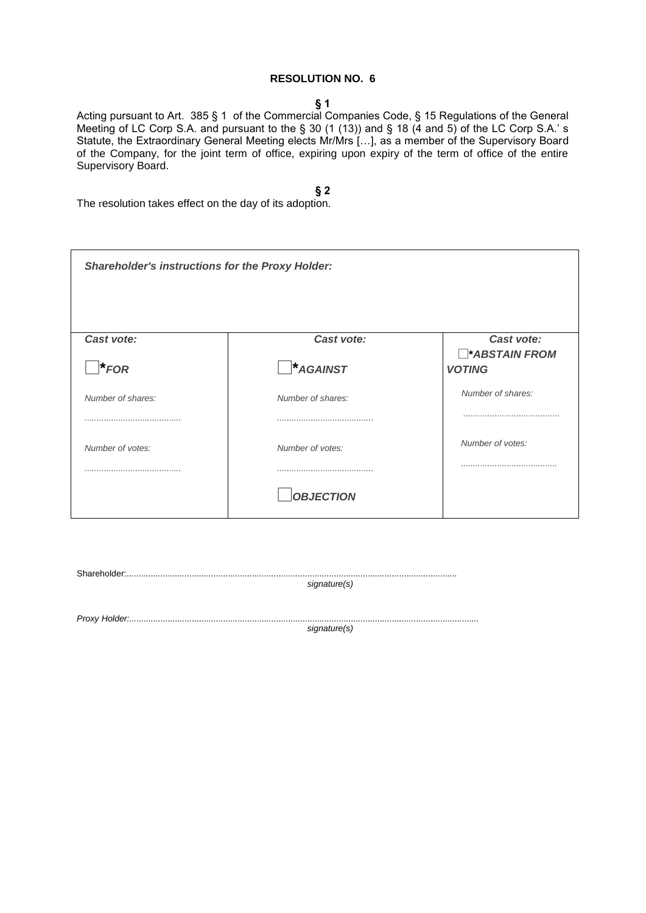**RESOLUTION NO. 6**

**§ 1**

Acting pursuant to Art. 385 § 1 of the Commercial Companies Code, § 15 Regulations of the General Meeting of LC Corp S.A. and pursuant to the § 30 (1 (13)) and § 18 (4 and 5) of the LC Corp S.A.' s Statute, the Extraordinary General Meeting elects Mr/Mrs […], as a member of the Supervisory Board of the Company, for the joint term of office, expiring upon expiry of the term of office of the entire Supervisory Board.

**§ 2**

The resolution takes effect on the day of its adoption.

| ***Shareholder's instructions for the Proxy Holder:*** | | |
|---|---|---|
| ***Cast vote:*** ☐ ***\*FOR*** | ***Cast vote:*** ☐ ***\*AGAINST*** | ***Cast vote:*** ☐ ***\*ABSTAIN FROM VOTING*** |
| *Number of shares:* ........................................ | *Number of shares:* ........................................ | *Number of shares:* ........................................ |
| *Number of votes:* ........................................ | *Number of votes:* ........................................ | *Number of votes:* ........................................ |
| | ☐ ***OBJECTION*** | |

Shareholder:..........................................................................................................................................
*signature(s)*

*Proxy Holder:....................................................................................................................................................*
*signature(s)*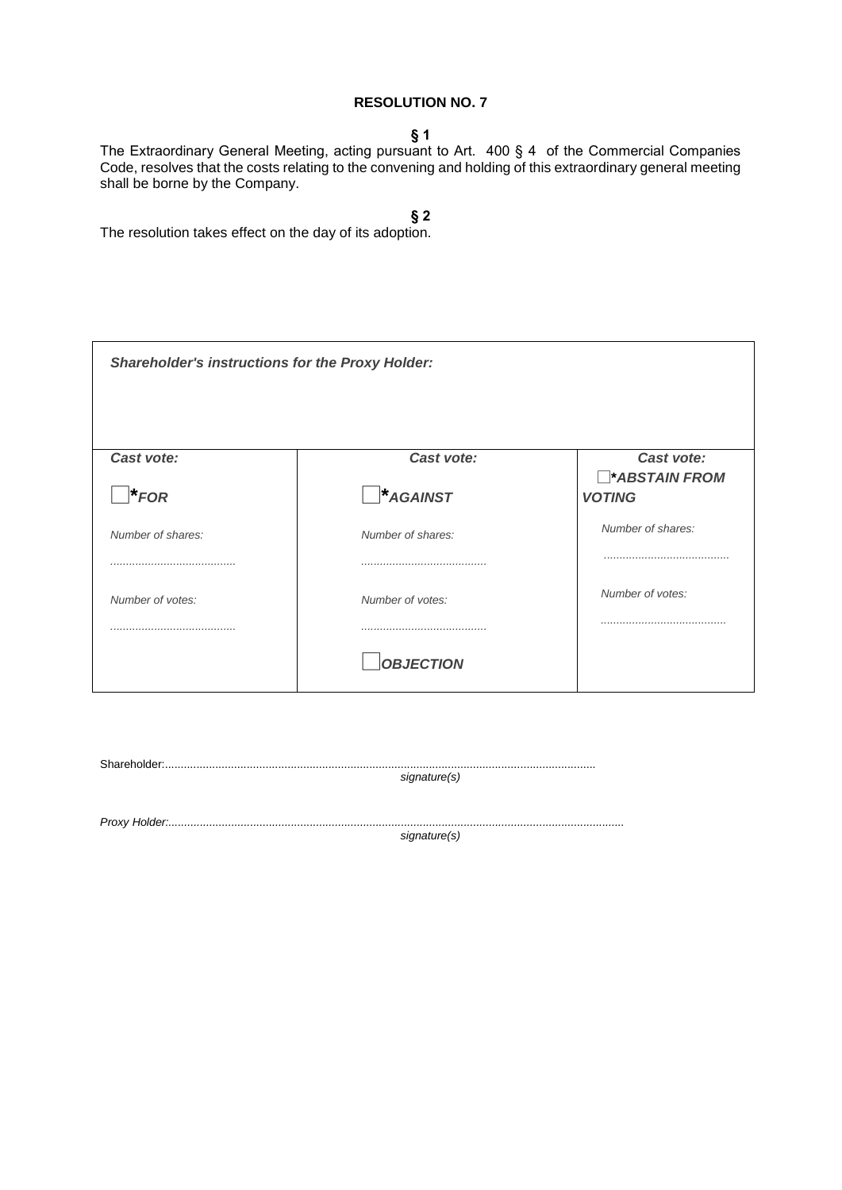**RESOLUTION NO. 7**

**§ 1**

The Extraordinary General Meeting, acting pursuant to Art. 400 § 4 of the Commercial Companies Code, resolves that the costs relating to the convening and holding of this extraordinary general meeting shall be borne by the Company.

**§ 2**

The resolution takes effect on the day of its adoption.

| ***Shareholder's instructions for the Proxy Holder:*** | | |
|---|---|---|
| ***Cast vote:*** ☐ ***\*FOR*** | ***Cast vote:*** ☐ ***\*AGAINST*** | ***Cast vote:*** ☐ ***\*ABSTAIN FROM VOTING*** |
| *Number of shares:* ........................................ | *Number of shares:* ........................................ | *Number of shares:* ........................................ |
| *Number of votes:* ........................................ | *Number of votes:* ........................................ | *Number of votes:* ........................................ |
| | ☐ ***OBJECTION*** | |

Shareholder:........................................................................................................................................
*signature(s)*

*Proxy Holder:.................................................................................................................................................*
*signature(s)*